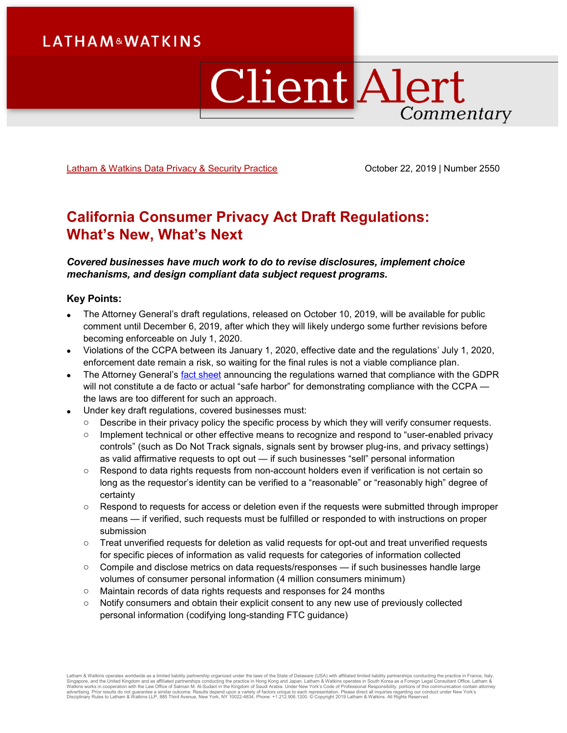LATHAM&WATKINS

# Client Alert Commentary

[Latham & Watkins Data Privacy & Security Practice](#) October 22, 2019 | Number 2550

## California Consumer Privacy Act Draft Regulations: What's New, What's Next

***Covered businesses have much work to do to revise disclosures, implement choice mechanisms, and design compliant data subject request programs.***

### Key Points:

- The Attorney General's draft regulations, released on October 10, 2019, will be available for public comment until December 6, 2019, after which they will likely undergo some further revisions before becoming enforceable on July 1, 2020.
- Violations of the CCPA between its January 1, 2020, effective date and the regulations' July 1, 2020, enforcement date remain a risk, so waiting for the final rules is not a viable compliance plan.
- The Attorney General's [fact sheet](#) announcing the regulations warned that compliance with the GDPR will not constitute a de facto or actual "safe harbor" for demonstrating compliance with the CCPA — the laws are too different for such an approach.
- Under key draft regulations, covered businesses must:
  - Describe in their privacy policy the specific process by which they will verify consumer requests.
  - Implement technical or other effective means to recognize and respond to "user-enabled privacy controls" (such as Do Not Track signals, signals sent by browser plug-ins, and privacy settings) as valid affirmative requests to opt out — if such businesses "sell" personal information
  - Respond to data rights requests from non-account holders even if verification is not certain so long as the requestor's identity can be verified to a "reasonable" or "reasonably high" degree of certainty
  - Respond to requests for access or deletion even if the requests were submitted through improper means — if verified, such requests must be fulfilled or responded to with instructions on proper submission
  - Treat unverified requests for deletion as valid requests for opt-out and treat unverified requests for specific pieces of information as valid requests for categories of information collected
  - Compile and disclose metrics on data requests/responses — if such businesses handle large volumes of consumer personal information (4 million consumers minimum)
  - Maintain records of data rights requests and responses for 24 months
  - Notify consumers and obtain their explicit consent to any new use of previously collected personal information (codifying long-standing FTC guidance)

Latham & Watkins operates worldwide as a limited liability partnership organized under the laws of the State of Delaware (USA) with affiliated limited liability partnerships conducting the practice in France, Italy, Singapore, and the United Kingdom and as affiliated partnerships conducting the practice in Hong Kong and Japan. Latham & Watkins operates in South Korea as a Foreign Legal Consultant Office. Latham & Watkins works in cooperation with the Law Office of Salman M. Al-Sudairi in the Kingdom of Saudi Arabia. Under New York's Code of Professional Responsibility, portions of this communication contain attorney advertising. Prior results do not guarantee a similar outcome. Results depend upon a variety of factors unique to each representation. Please direct all inquiries regarding our conduct under New York's Disciplinary Rules to Latham & Watkins LLP, 885 Third Avenue, New York, NY 10022-4834, Phone: +1.212.906.1200. © Copyright 2019 Latham & Watkins. All Rights Reserved.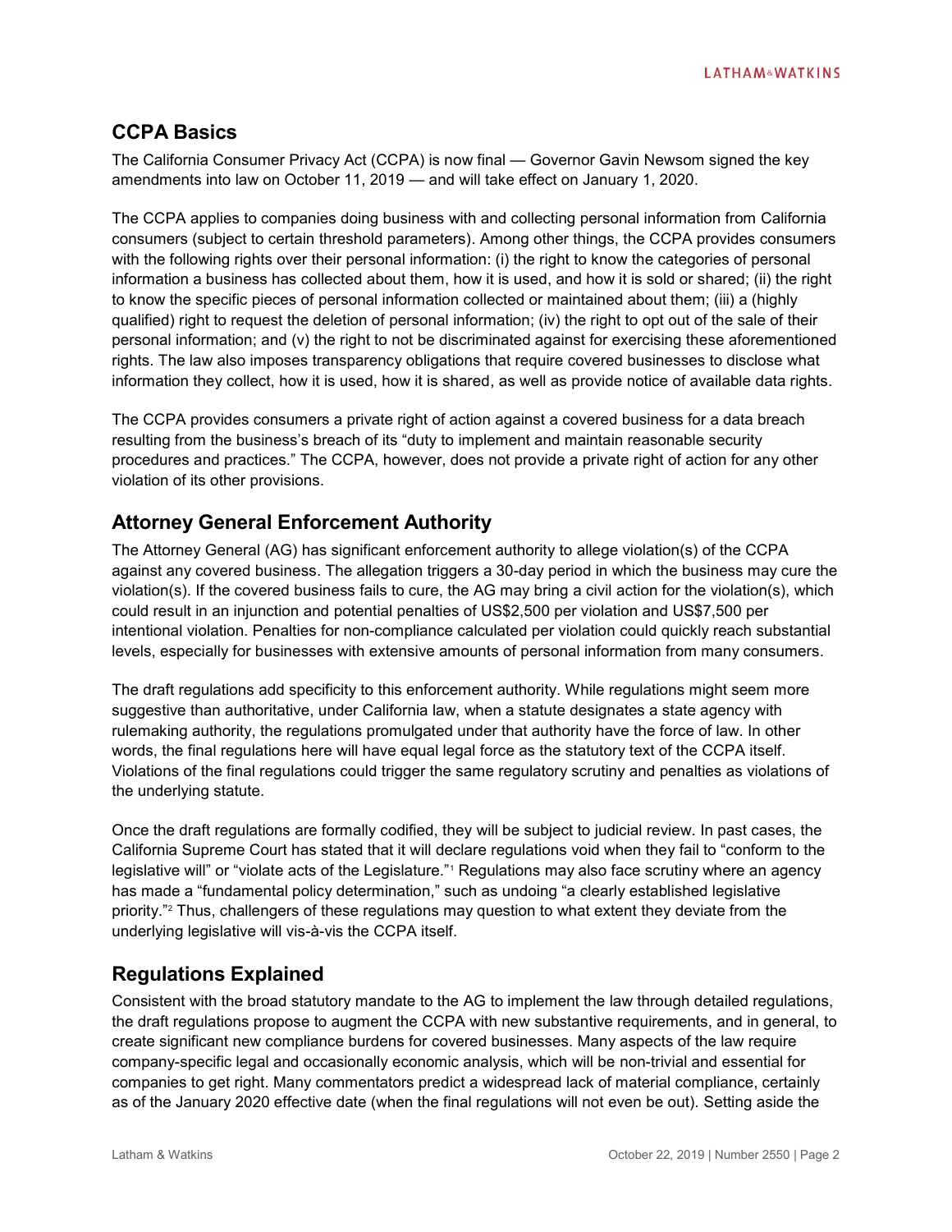## CCPA Basics

The California Consumer Privacy Act (CCPA) is now final — Governor Gavin Newsom signed the key amendments into law on October 11, 2019 — and will take effect on January 1, 2020.

The CCPA applies to companies doing business with and collecting personal information from California consumers (subject to certain threshold parameters). Among other things, the CCPA provides consumers with the following rights over their personal information: (i) the right to know the categories of personal information a business has collected about them, how it is used, and how it is sold or shared; (ii) the right to know the specific pieces of personal information collected or maintained about them; (iii) a (highly qualified) right to request the deletion of personal information; (iv) the right to opt out of the sale of their personal information; and (v) the right to not be discriminated against for exercising these aforementioned rights. The law also imposes transparency obligations that require covered businesses to disclose what information they collect, how it is used, how it is shared, as well as provide notice of available data rights.

The CCPA provides consumers a private right of action against a covered business for a data breach resulting from the business's breach of its "duty to implement and maintain reasonable security procedures and practices." The CCPA, however, does not provide a private right of action for any other violation of its other provisions.

## Attorney General Enforcement Authority

The Attorney General (AG) has significant enforcement authority to allege violation(s) of the CCPA against any covered business. The allegation triggers a 30-day period in which the business may cure the violation(s). If the covered business fails to cure, the AG may bring a civil action for the violation(s), which could result in an injunction and potential penalties of US$2,500 per violation and US$7,500 per intentional violation. Penalties for non-compliance calculated per violation could quickly reach substantial levels, especially for businesses with extensive amounts of personal information from many consumers.

The draft regulations add specificity to this enforcement authority. While regulations might seem more suggestive than authoritative, under California law, when a statute designates a state agency with rulemaking authority, the regulations promulgated under that authority have the force of law. In other words, the final regulations here will have equal legal force as the statutory text of the CCPA itself. Violations of the final regulations could trigger the same regulatory scrutiny and penalties as violations of the underlying statute.

Once the draft regulations are formally codified, they will be subject to judicial review. In past cases, the California Supreme Court has stated that it will declare regulations void when they fail to "conform to the legislative will" or "violate acts of the Legislature."[1] Regulations may also face scrutiny where an agency has made a "fundamental policy determination," such as undoing "a clearly established legislative priority."[2] Thus, challengers of these regulations may question to what extent they deviate from the underlying legislative will vis-à-vis the CCPA itself.

## Regulations Explained

Consistent with the broad statutory mandate to the AG to implement the law through detailed regulations, the draft regulations propose to augment the CCPA with new substantive requirements, and in general, to create significant new compliance burdens for covered businesses. Many aspects of the law require company-specific legal and occasionally economic analysis, which will be non-trivial and essential for companies to get right. Many commentators predict a widespread lack of material compliance, certainly as of the January 2020 effective date (when the final regulations will not even be out). Setting aside the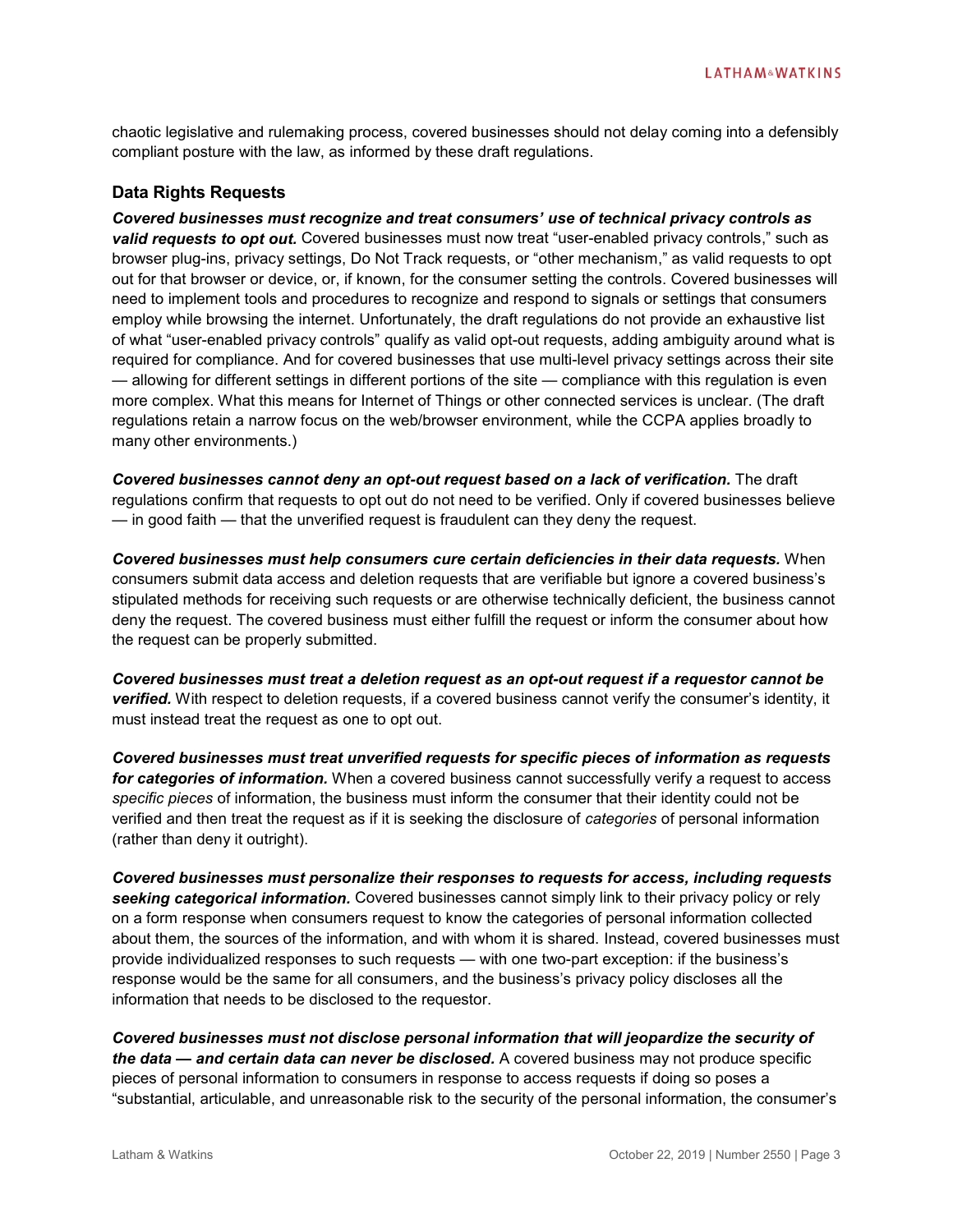chaotic legislative and rulemaking process, covered businesses should not delay coming into a defensibly compliant posture with the law, as informed by these draft regulations.

### Data Rights Requests

***Covered businesses must recognize and treat consumers' use of technical privacy controls as valid requests to opt out.*** Covered businesses must now treat "user-enabled privacy controls," such as browser plug-ins, privacy settings, Do Not Track requests, or "other mechanism," as valid requests to opt out for that browser or device, or, if known, for the consumer setting the controls. Covered businesses will need to implement tools and procedures to recognize and respond to signals or settings that consumers employ while browsing the internet. Unfortunately, the draft regulations do not provide an exhaustive list of what "user-enabled privacy controls" qualify as valid opt-out requests, adding ambiguity around what is required for compliance. And for covered businesses that use multi-level privacy settings across their site — allowing for different settings in different portions of the site — compliance with this regulation is even more complex. What this means for Internet of Things or other connected services is unclear. (The draft regulations retain a narrow focus on the web/browser environment, while the CCPA applies broadly to many other environments.)

***Covered businesses cannot deny an opt-out request based on a lack of verification.*** The draft regulations confirm that requests to opt out do not need to be verified. Only if covered businesses believe — in good faith — that the unverified request is fraudulent can they deny the request.

***Covered businesses must help consumers cure certain deficiencies in their data requests.*** When consumers submit data access and deletion requests that are verifiable but ignore a covered business's stipulated methods for receiving such requests or are otherwise technically deficient, the business cannot deny the request. The covered business must either fulfill the request or inform the consumer about how the request can be properly submitted.

***Covered businesses must treat a deletion request as an opt-out request if a requestor cannot be verified.*** With respect to deletion requests, if a covered business cannot verify the consumer's identity, it must instead treat the request as one to opt out.

***Covered businesses must treat unverified requests for specific pieces of information as requests for categories of information.*** When a covered business cannot successfully verify a request to access *specific pieces* of information, the business must inform the consumer that their identity could not be verified and then treat the request as if it is seeking the disclosure of *categories* of personal information (rather than deny it outright).

***Covered businesses must personalize their responses to requests for access, including requests seeking categorical information.*** Covered businesses cannot simply link to their privacy policy or rely on a form response when consumers request to know the categories of personal information collected about them, the sources of the information, and with whom it is shared. Instead, covered businesses must provide individualized responses to such requests — with one two-part exception: if the business's response would be the same for all consumers, and the business's privacy policy discloses all the information that needs to be disclosed to the requestor.

***Covered businesses must not disclose personal information that will jeopardize the security of the data — and certain data can never be disclosed.*** A covered business may not produce specific pieces of personal information to consumers in response to access requests if doing so poses a "substantial, articulable, and unreasonable risk to the security of the personal information, the consumer's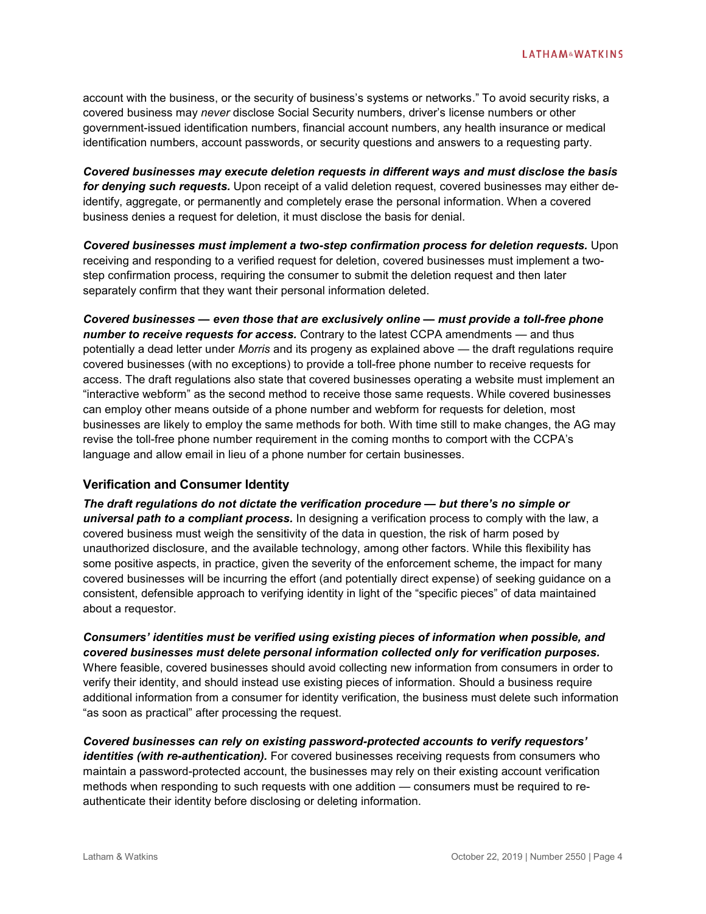account with the business, or the security of business's systems or networks." To avoid security risks, a covered business may *never* disclose Social Security numbers, driver's license numbers or other government-issued identification numbers, financial account numbers, any health insurance or medical identification numbers, account passwords, or security questions and answers to a requesting party.

***Covered businesses may execute deletion requests in different ways and must disclose the basis for denying such requests.*** Upon receipt of a valid deletion request, covered businesses may either de-identify, aggregate, or permanently and completely erase the personal information. When a covered business denies a request for deletion, it must disclose the basis for denial.

***Covered businesses must implement a two-step confirmation process for deletion requests.*** Upon receiving and responding to a verified request for deletion, covered businesses must implement a two-step confirmation process, requiring the consumer to submit the deletion request and then later separately confirm that they want their personal information deleted.

***Covered businesses — even those that are exclusively online — must provide a toll-free phone number to receive requests for access.*** Contrary to the latest CCPA amendments — and thus potentially a dead letter under *Morris* and its progeny as explained above — the draft regulations require covered businesses (with no exceptions) to provide a toll-free phone number to receive requests for access. The draft regulations also state that covered businesses operating a website must implement an "interactive webform" as the second method to receive those same requests. While covered businesses can employ other means outside of a phone number and webform for requests for deletion, most businesses are likely to employ the same methods for both. With time still to make changes, the AG may revise the toll-free phone number requirement in the coming months to comport with the CCPA's language and allow email in lieu of a phone number for certain businesses.

## Verification and Consumer Identity

***The draft regulations do not dictate the verification procedure — but there's no simple or universal path to a compliant process.*** In designing a verification process to comply with the law, a covered business must weigh the sensitivity of the data in question, the risk of harm posed by unauthorized disclosure, and the available technology, among other factors. While this flexibility has some positive aspects, in practice, given the severity of the enforcement scheme, the impact for many covered businesses will be incurring the effort (and potentially direct expense) of seeking guidance on a consistent, defensible approach to verifying identity in light of the "specific pieces" of data maintained about a requestor.

***Consumers' identities must be verified using existing pieces of information when possible, and covered businesses must delete personal information collected only for verification purposes.*** Where feasible, covered businesses should avoid collecting new information from consumers in order to verify their identity, and should instead use existing pieces of information. Should a business require additional information from a consumer for identity verification, the business must delete such information "as soon as practical" after processing the request.

***Covered businesses can rely on existing password-protected accounts to verify requestors' identities (with re-authentication).*** For covered businesses receiving requests from consumers who maintain a password-protected account, the businesses may rely on their existing account verification methods when responding to such requests with one addition — consumers must be required to re-authenticate their identity before disclosing or deleting information.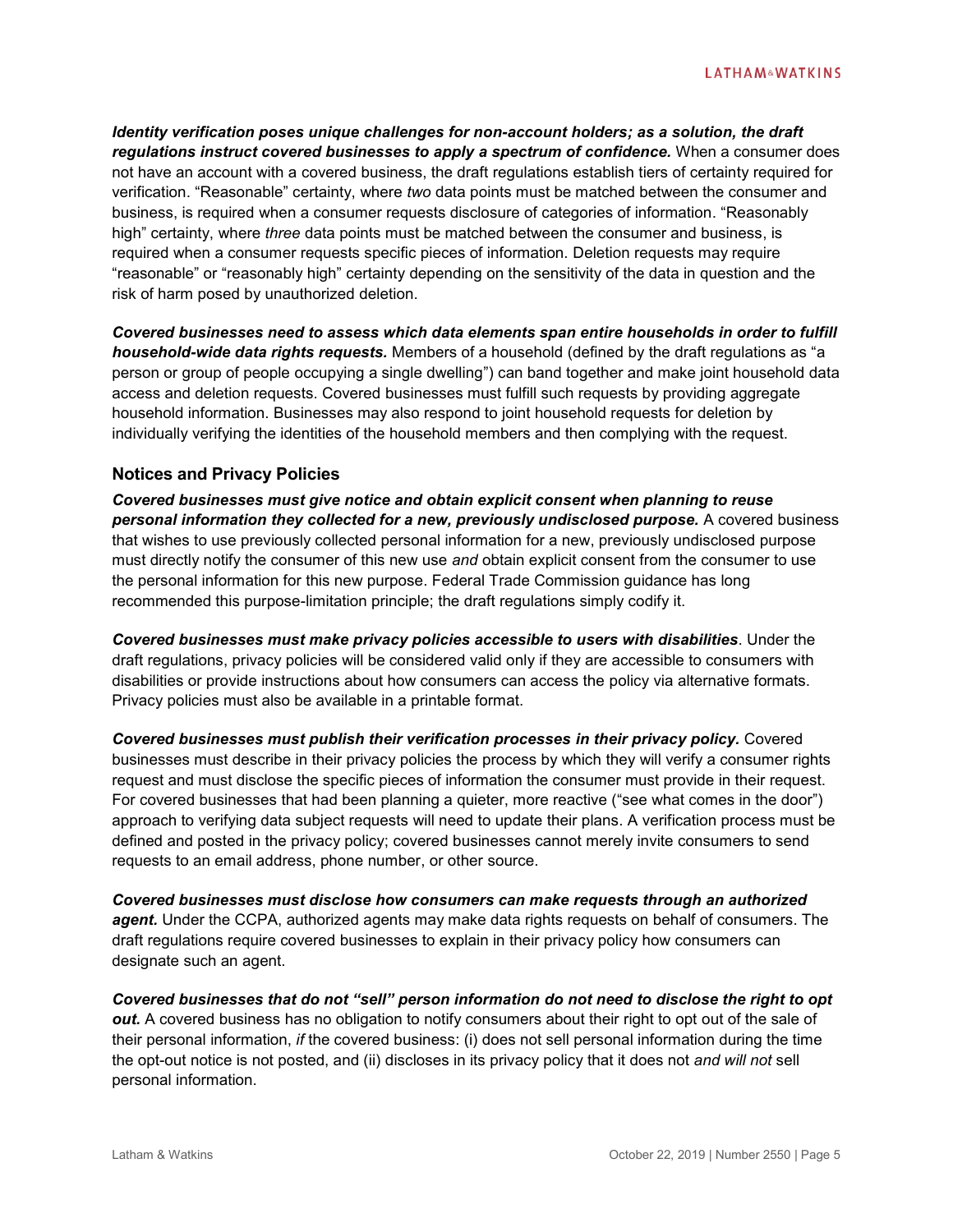***Identity verification poses unique challenges for non-account holders; as a solution, the draft regulations instruct covered businesses to apply a spectrum of confidence.*** When a consumer does not have an account with a covered business, the draft regulations establish tiers of certainty required for verification. "Reasonable" certainty, where *two* data points must be matched between the consumer and business, is required when a consumer requests disclosure of categories of information. "Reasonably high" certainty, where *three* data points must be matched between the consumer and business, is required when a consumer requests specific pieces of information. Deletion requests may require "reasonable" or "reasonably high" certainty depending on the sensitivity of the data in question and the risk of harm posed by unauthorized deletion.

***Covered businesses need to assess which data elements span entire households in order to fulfill household-wide data rights requests.*** Members of a household (defined by the draft regulations as "a person or group of people occupying a single dwelling") can band together and make joint household data access and deletion requests. Covered businesses must fulfill such requests by providing aggregate household information. Businesses may also respond to joint household requests for deletion by individually verifying the identities of the household members and then complying with the request.

## Notices and Privacy Policies

***Covered businesses must give notice and obtain explicit consent when planning to reuse personal information they collected for a new, previously undisclosed purpose.*** A covered business that wishes to use previously collected personal information for a new, previously undisclosed purpose must directly notify the consumer of this new use *and* obtain explicit consent from the consumer to use the personal information for this new purpose. Federal Trade Commission guidance has long recommended this purpose-limitation principle; the draft regulations simply codify it.

***Covered businesses must make privacy policies accessible to users with disabilities***. Under the draft regulations, privacy policies will be considered valid only if they are accessible to consumers with disabilities or provide instructions about how consumers can access the policy via alternative formats. Privacy policies must also be available in a printable format.

***Covered businesses must publish their verification processes in their privacy policy.*** Covered businesses must describe in their privacy policies the process by which they will verify a consumer rights request and must disclose the specific pieces of information the consumer must provide in their request. For covered businesses that had been planning a quieter, more reactive ("see what comes in the door") approach to verifying data subject requests will need to update their plans. A verification process must be defined and posted in the privacy policy; covered businesses cannot merely invite consumers to send requests to an email address, phone number, or other source.

***Covered businesses must disclose how consumers can make requests through an authorized agent.*** Under the CCPA, authorized agents may make data rights requests on behalf of consumers. The draft regulations require covered businesses to explain in their privacy policy how consumers can designate such an agent.

***Covered businesses that do not "sell" person information do not need to disclose the right to opt out.*** A covered business has no obligation to notify consumers about their right to opt out of the sale of their personal information, *if* the covered business: (i) does not sell personal information during the time the opt-out notice is not posted, and (ii) discloses in its privacy policy that it does not *and will not* sell personal information.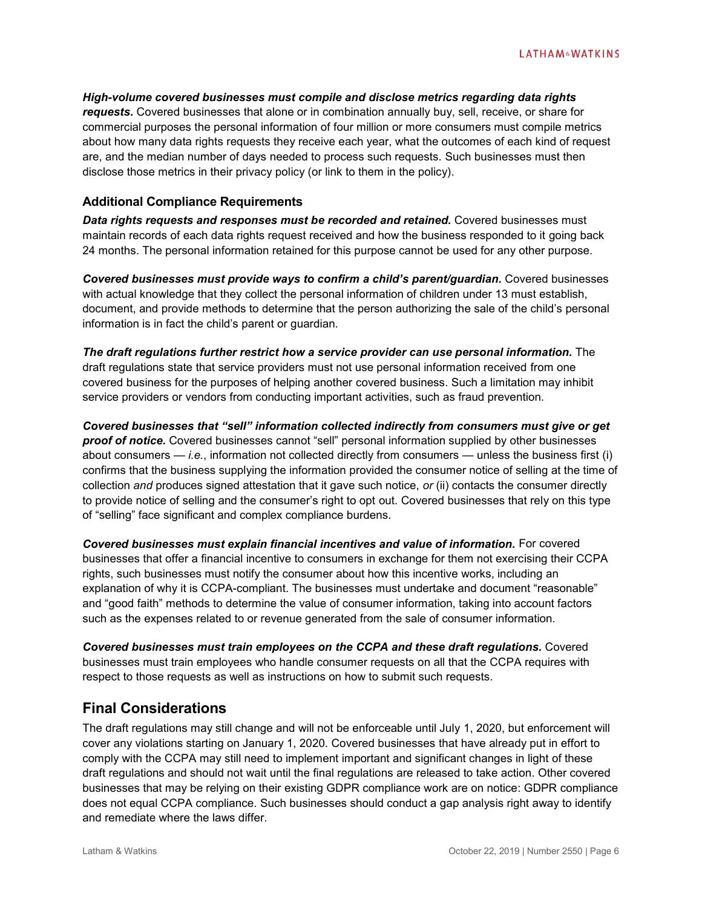***High-volume covered businesses must compile and disclose metrics regarding data rights requests.*** Covered businesses that alone or in combination annually buy, sell, receive, or share for commercial purposes the personal information of four million or more consumers must compile metrics about how many data rights requests they receive each year, what the outcomes of each kind of request are, and the median number of days needed to process such requests. Such businesses must then disclose those metrics in their privacy policy (or link to them in the policy).

### Additional Compliance Requirements

***Data rights requests and responses must be recorded and retained.*** Covered businesses must maintain records of each data rights request received and how the business responded to it going back 24 months. The personal information retained for this purpose cannot be used for any other purpose.

***Covered businesses must provide ways to confirm a child's parent/guardian.*** Covered businesses with actual knowledge that they collect the personal information of children under 13 must establish, document, and provide methods to determine that the person authorizing the sale of the child's personal information is in fact the child's parent or guardian.

***The draft regulations further restrict how a service provider can use personal information.*** The draft regulations state that service providers must not use personal information received from one covered business for the purposes of helping another covered business. Such a limitation may inhibit service providers or vendors from conducting important activities, such as fraud prevention.

***Covered businesses that "sell" information collected indirectly from consumers must give or get proof of notice.*** Covered businesses cannot "sell" personal information supplied by other businesses about consumers — *i.e.*, information not collected directly from consumers — unless the business first (i) confirms that the business supplying the information provided the consumer notice of selling at the time of collection *and* produces signed attestation that it gave such notice, *or* (ii) contacts the consumer directly to provide notice of selling and the consumer's right to opt out. Covered businesses that rely on this type of "selling" face significant and complex compliance burdens.

***Covered businesses must explain financial incentives and value of information.*** For covered businesses that offer a financial incentive to consumers in exchange for them not exercising their CCPA rights, such businesses must notify the consumer about how this incentive works, including an explanation of why it is CCPA-compliant. The businesses must undertake and document "reasonable" and "good faith" methods to determine the value of consumer information, taking into account factors such as the expenses related to or revenue generated from the sale of consumer information.

***Covered businesses must train employees on the CCPA and these draft regulations.*** Covered businesses must train employees who handle consumer requests on all that the CCPA requires with respect to those requests as well as instructions on how to submit such requests.

## Final Considerations

The draft regulations may still change and will not be enforceable until July 1, 2020, but enforcement will cover any violations starting on January 1, 2020. Covered businesses that have already put in effort to comply with the CCPA may still need to implement important and significant changes in light of these draft regulations and should not wait until the final regulations are released to take action. Other covered businesses that may be relying on their existing GDPR compliance work are on notice: GDPR compliance does not equal CCPA compliance. Such businesses should conduct a gap analysis right away to identify and remediate where the laws differ.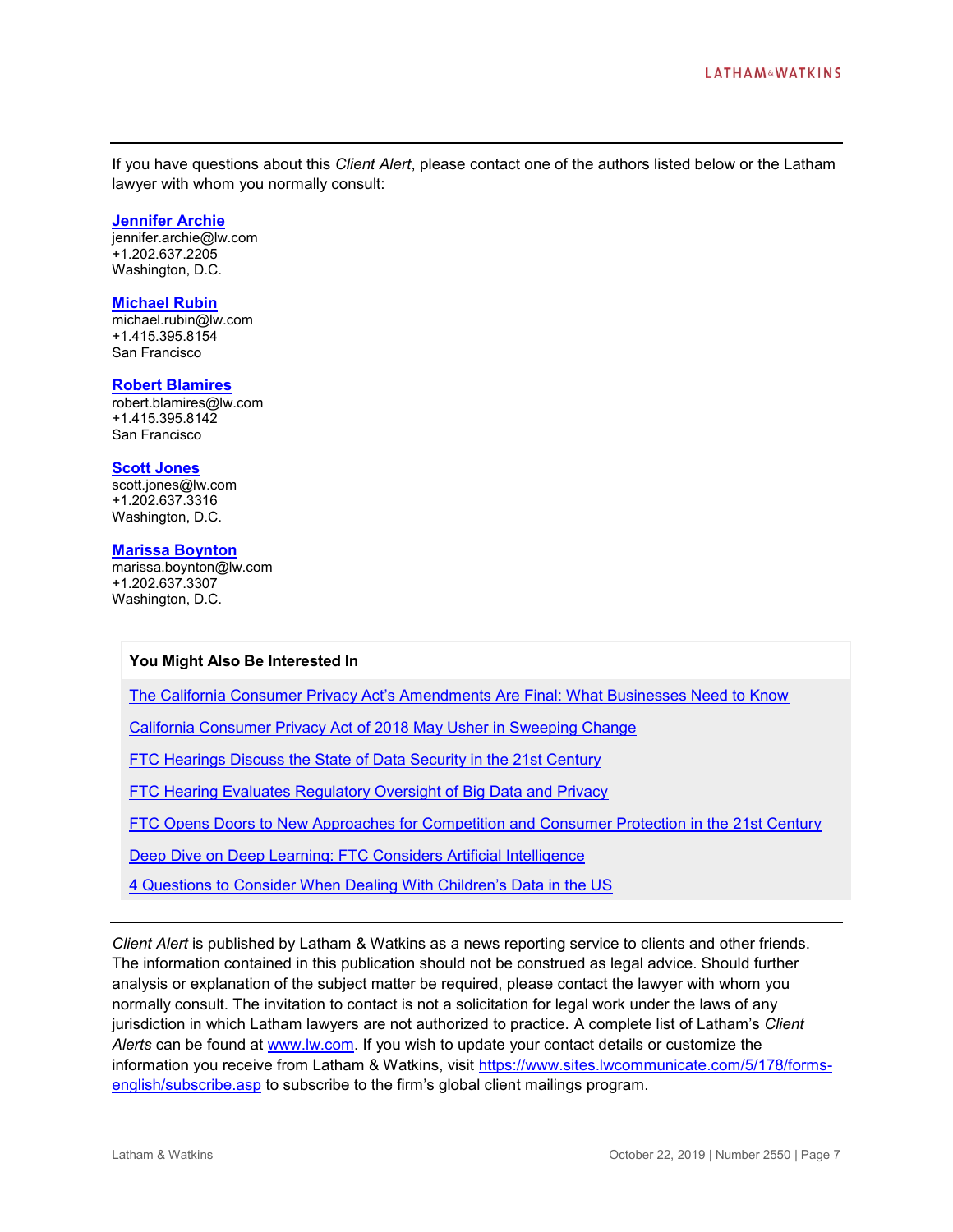If you have questions about this *Client Alert*, please contact one of the authors listed below or the Latham lawyer with whom you normally consult:

**Jennifer Archie**
jennifer.archie@lw.com
+1.202.637.2205
Washington, D.C.

**Michael Rubin**
michael.rubin@lw.com
+1.415.395.8154
San Francisco

**Robert Blamires**
robert.blamires@lw.com
+1.415.395.8142
San Francisco

**Scott Jones**
scott.jones@lw.com
+1.202.637.3316
Washington, D.C.

**Marissa Boynton**
marissa.boynton@lw.com
+1.202.637.3307
Washington, D.C.

**You Might Also Be Interested In**

The California Consumer Privacy Act's Amendments Are Final: What Businesses Need to Know

California Consumer Privacy Act of 2018 May Usher in Sweeping Change

FTC Hearings Discuss the State of Data Security in the 21st Century

FTC Hearing Evaluates Regulatory Oversight of Big Data and Privacy

FTC Opens Doors to New Approaches for Competition and Consumer Protection in the 21st Century

Deep Dive on Deep Learning: FTC Considers Artificial Intelligence

4 Questions to Consider When Dealing With Children's Data in the US

*Client Alert* is published by Latham & Watkins as a news reporting service to clients and other friends. The information contained in this publication should not be construed as legal advice. Should further analysis or explanation of the subject matter be required, please contact the lawyer with whom you normally consult. The invitation to contact is not a solicitation for legal work under the laws of any jurisdiction in which Latham lawyers are not authorized to practice. A complete list of Latham's *Client Alerts* can be found at www.lw.com. If you wish to update your contact details or customize the information you receive from Latham & Watkins, visit https://www.sites.lwcommunicate.com/5/178/forms-english/subscribe.asp to subscribe to the firm's global client mailings program.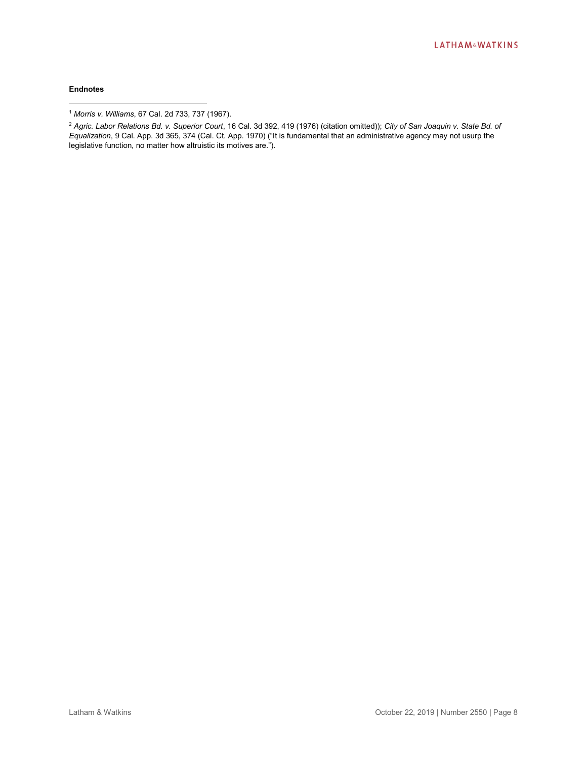**Endnotes**

[1] *Morris v. Williams*, 67 Cal. 2d 733, 737 (1967).

[2] *Agric. Labor Relations Bd. v. Superior Court*, 16 Cal. 3d 392, 419 (1976) (citation omitted)); *City of San Joaquin v. State Bd. of Equalization*, 9 Cal. App. 3d 365, 374 (Cal. Ct. App. 1970) ("It is fundamental that an administrative agency may not usurp the legislative function, no matter how altruistic its motives are.").